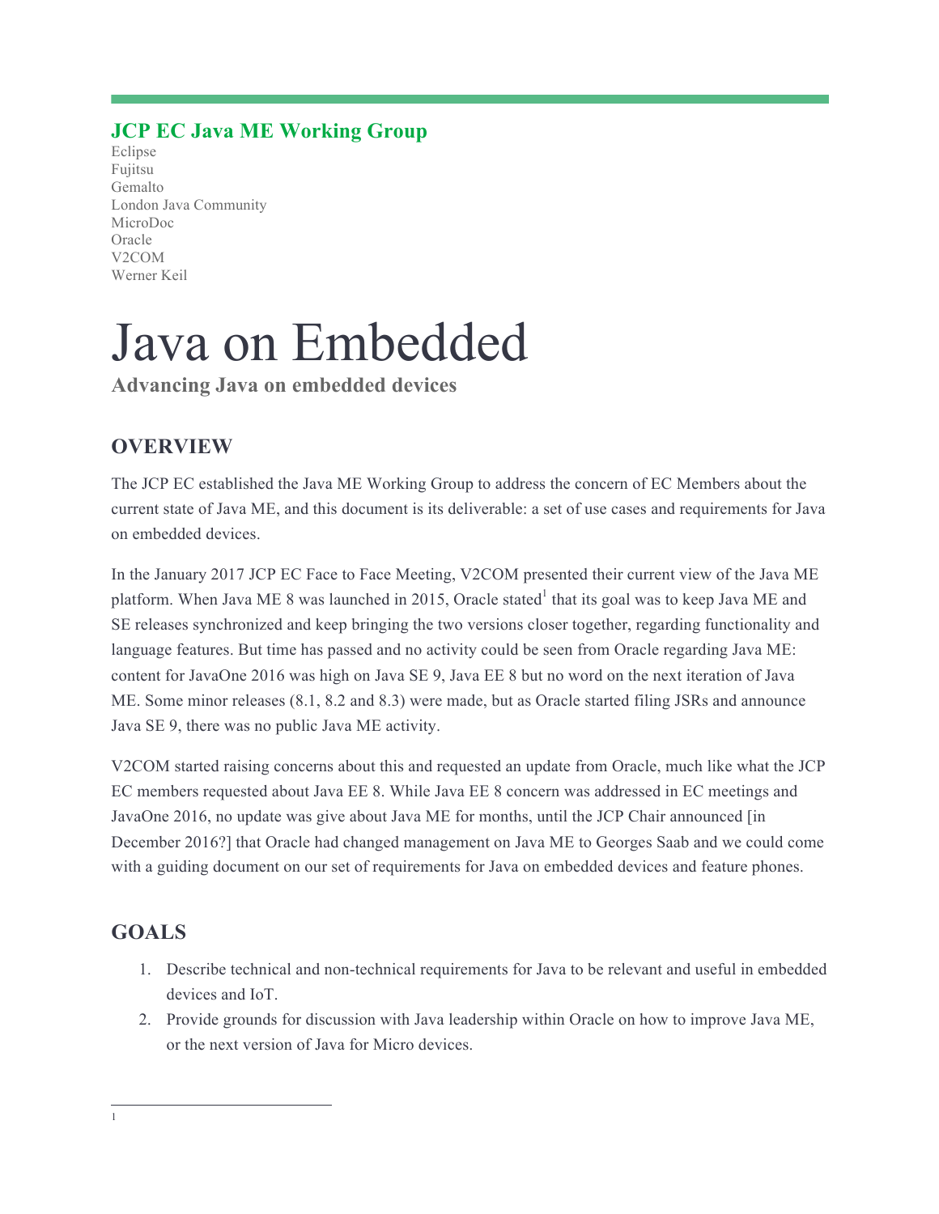## JCP EC Java ME Working Group

Eclipse
Fujitsu
Gemalto
London Java Community
MicroDoc
Oracle
V2COM
Werner Keil

# Java on Embedded

**Advancing Java on embedded devices**

## OVERVIEW

The JCP EC established the Java ME Working Group to address the concern of EC Members about the current state of Java ME, and this document is its deliverable: a set of use cases and requirements for Java on embedded devices.

In the January 2017 JCP EC Face to Face Meeting, V2COM presented their current view of the Java ME platform. When Java ME 8 was launched in 2015, Oracle stated[1] that its goal was to keep Java ME and SE releases synchronized and keep bringing the two versions closer together, regarding functionality and language features. But time has passed and no activity could be seen from Oracle regarding Java ME: content for JavaOne 2016 was high on Java SE 9, Java EE 8 but no word on the next iteration of Java ME. Some minor releases (8.1, 8.2 and 8.3) were made, but as Oracle started filing JSRs and announce Java SE 9, there was no public Java ME activity.

V2COM started raising concerns about this and requested an update from Oracle, much like what the JCP EC members requested about Java EE 8. While Java EE 8 concern was addressed in EC meetings and JavaOne 2016, no update was give about Java ME for months, until the JCP Chair announced [in December 2016?] that Oracle had changed management on Java ME to Georges Saab and we could come with a guiding document on our set of requirements for Java on embedded devices and feature phones.

## GOALS

1. Describe technical and non-technical requirements for Java to be relevant and useful in embedded devices and IoT.
2. Provide grounds for discussion with Java leadership within Oracle on how to improve Java ME, or the next version of Java for Micro devices.

---

[1]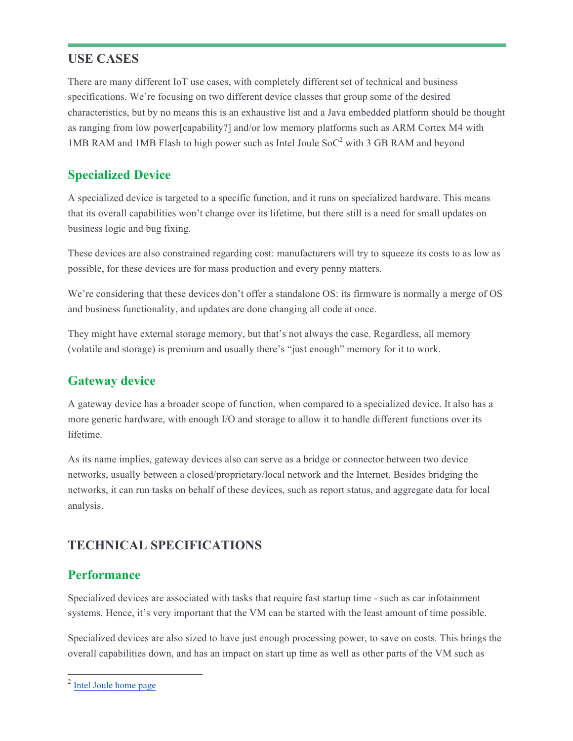## USE CASES

There are many different IoT use cases, with completely different set of technical and business specifications. We're focusing on two different device classes that group some of the desired characteristics, but by no means this is an exhaustive list and a Java embedded platform should be thought as ranging from low power[capability?] and/or low memory platforms such as ARM Cortex M4 with 1MB RAM and 1MB Flash to high power such as Intel Joule SoC[2] with 3 GB RAM and beyond

### Specialized Device

A specialized device is targeted to a specific function, and it runs on specialized hardware. This means that its overall capabilities won't change over its lifetime, but there still is a need for small updates on business logic and bug fixing.

These devices are also constrained regarding cost: manufacturers will try to squeeze its costs to as low as possible, for these devices are for mass production and every penny matters.

We're considering that these devices don't offer a standalone OS: its firmware is normally a merge of OS and business functionality, and updates are done changing all code at once.

They might have external storage memory, but that's not always the case. Regardless, all memory (volatile and storage) is premium and usually there's "just enough" memory for it to work.

### Gateway device

A gateway device has a broader scope of function, when compared to a specialized device. It also has a more generic hardware, with enough I/O and storage to allow it to handle different functions over its lifetime.

As its name implies, gateway devices also can serve as a bridge or connector between two device networks, usually between a closed/proprietary/local network and the Internet. Besides bridging the networks, it can run tasks on behalf of these devices, such as report status, and aggregate data for local analysis.

## TECHNICAL SPECIFICATIONS

### Performance

Specialized devices are associated with tasks that require fast startup time - such as car infotainment systems. Hence, it's very important that the VM can be started with the least amount of time possible.

Specialized devices are also sized to have just enough processing power, to save on costs. This brings the overall capabilities down, and has an impact on start up time as well as other parts of the VM such as

[2] Intel Joule home page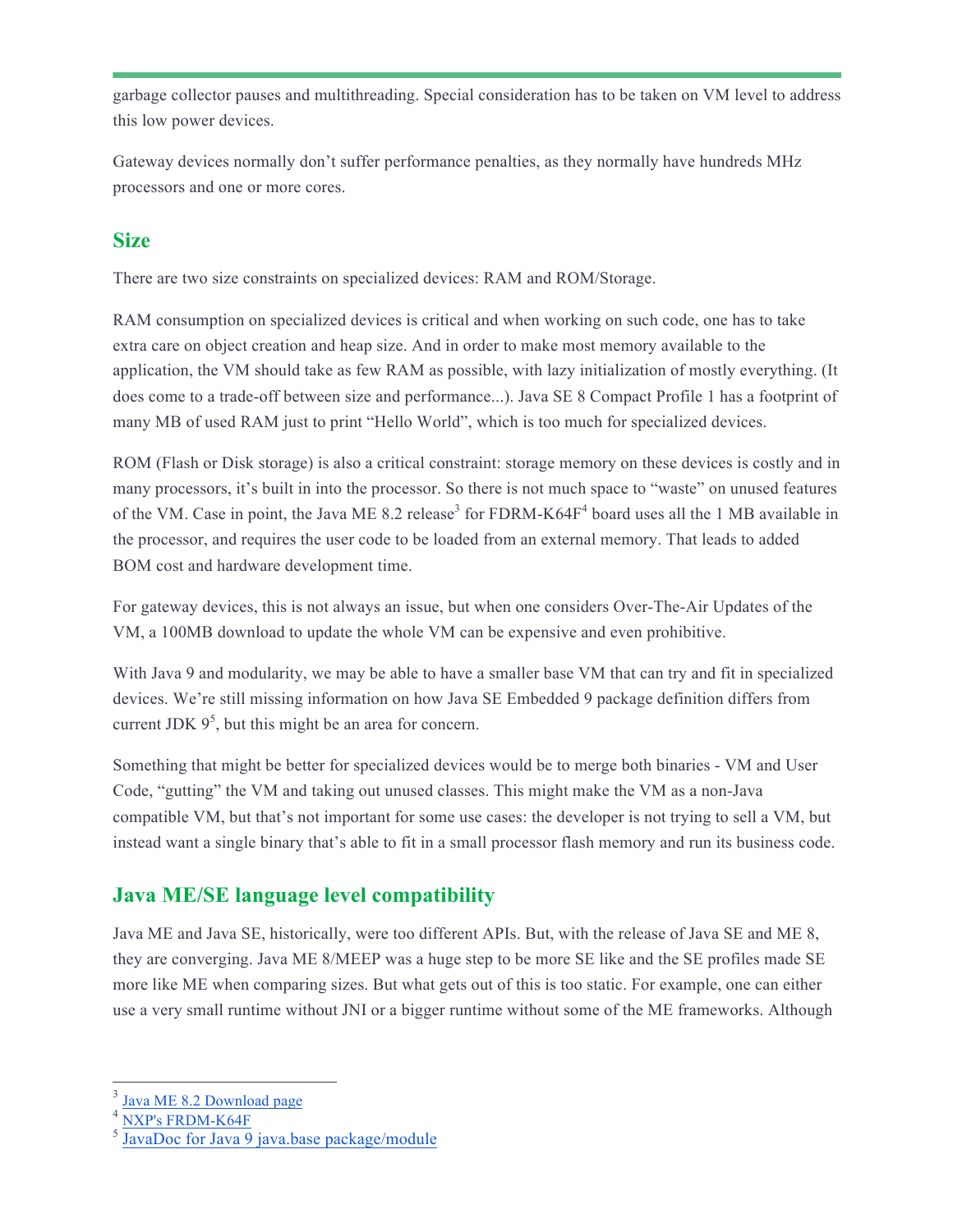garbage collector pauses and multithreading. Special consideration has to be taken on VM level to address this low power devices.

Gateway devices normally don't suffer performance penalties, as they normally have hundreds MHz processors and one or more cores.

## Size

There are two size constraints on specialized devices: RAM and ROM/Storage.

RAM consumption on specialized devices is critical and when working on such code, one has to take extra care on object creation and heap size. And in order to make most memory available to the application, the VM should take as few RAM as possible, with lazy initialization of mostly everything. (It does come to a trade-off between size and performance...). Java SE 8 Compact Profile 1 has a footprint of many MB of used RAM just to print "Hello World", which is too much for specialized devices.

ROM (Flash or Disk storage) is also a critical constraint: storage memory on these devices is costly and in many processors, it's built in into the processor. So there is not much space to "waste" on unused features of the VM. Case in point, the Java ME 8.2 release[3] for FDRM-K64F[4] board uses all the 1 MB available in the processor, and requires the user code to be loaded from an external memory. That leads to added BOM cost and hardware development time.

For gateway devices, this is not always an issue, but when one considers Over-The-Air Updates of the VM, a 100MB download to update the whole VM can be expensive and even prohibitive.

With Java 9 and modularity, we may be able to have a smaller base VM that can try and fit in specialized devices. We're still missing information on how Java SE Embedded 9 package definition differs from current JDK 9[5], but this might be an area for concern.

Something that might be better for specialized devices would be to merge both binaries - VM and User Code, "gutting" the VM and taking out unused classes. This might make the VM as a non-Java compatible VM, but that's not important for some use cases: the developer is not trying to sell a VM, but instead want a single binary that's able to fit in a small processor flash memory and run its business code.

## Java ME/SE language level compatibility

Java ME and Java SE, historically, were too different APIs. But, with the release of Java SE and ME 8, they are converging. Java ME 8/MEEP was a huge step to be more SE like and the SE profiles made SE more like ME when comparing sizes. But what gets out of this is too static. For example, one can either use a very small runtime without JNI or a bigger runtime without some of the ME frameworks. Although

---

[3] Java ME 8.2 Download page

[4] NXP's FRDM-K64F

[5] JavaDoc for Java 9 java.base package/module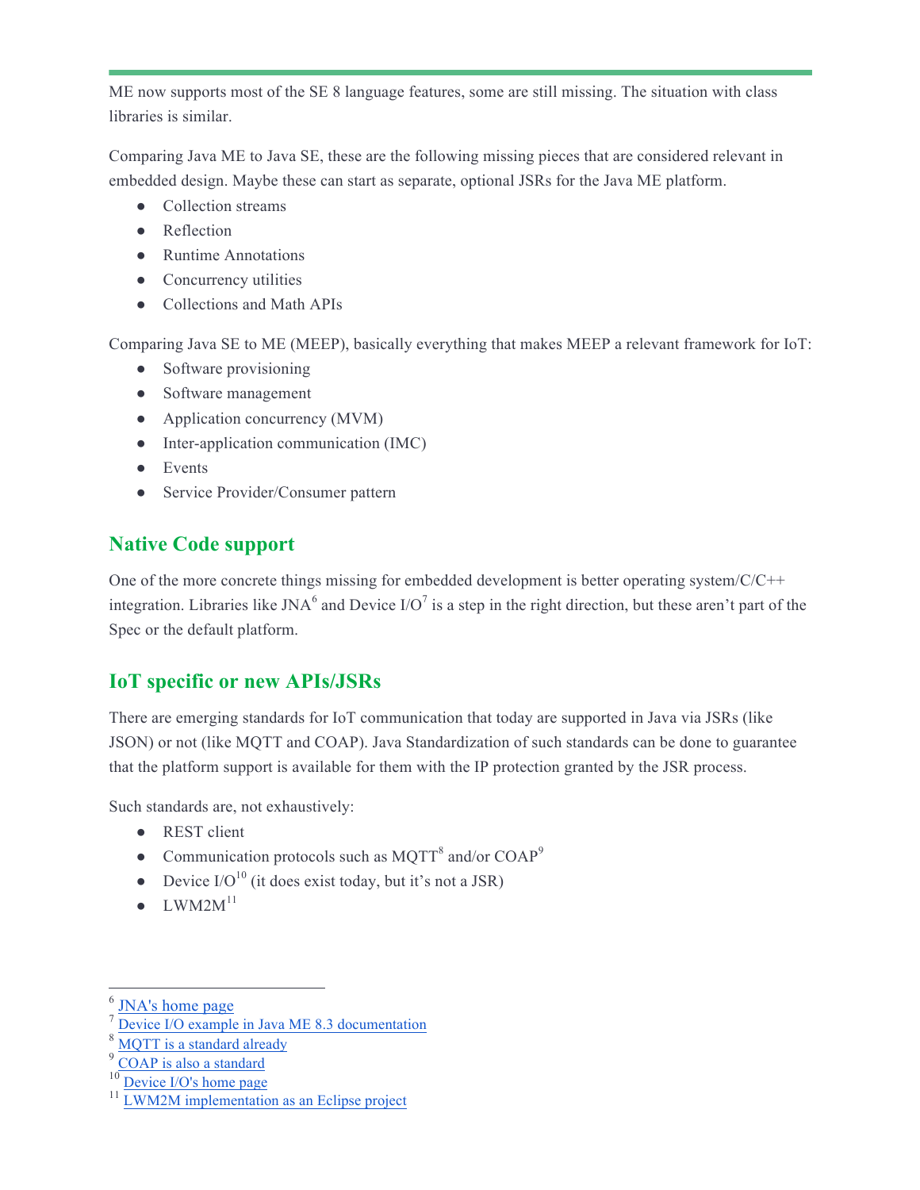ME now supports most of the SE 8 language features, some are still missing. The situation with class libraries is similar.

Comparing Java ME to Java SE, these are the following missing pieces that are considered relevant in embedded design. Maybe these can start as separate, optional JSRs for the Java ME platform.

- Collection streams
- Reflection
- Runtime Annotations
- Concurrency utilities
- Collections and Math APIs

Comparing Java SE to ME (MEEP), basically everything that makes MEEP a relevant framework for IoT:

- Software provisioning
- Software management
- Application concurrency (MVM)
- Inter-application communication (IMC)
- Events
- Service Provider/Consumer pattern

## Native Code support

One of the more concrete things missing for embedded development is better operating system/C/C++ integration. Libraries like JNA[6] and Device I/O[7] is a step in the right direction, but these aren't part of the Spec or the default platform.

## IoT specific or new APIs/JSRs

There are emerging standards for IoT communication that today are supported in Java via JSRs (like JSON) or not (like MQTT and COAP). Java Standardization of such standards can be done to guarantee that the platform support is available for them with the IP protection granted by the JSR process.

Such standards are, not exhaustively:

- REST client
- Communication protocols such as MQTT[8] and/or COAP[9]
- Device I/O[10] (it does exist today, but it's not a JSR)
- LWM2M[11]

---

[6] JNA's home page
[7] Device I/O example in Java ME 8.3 documentation
[8] MQTT is a standard already
[9] COAP is also a standard
[10] Device I/O's home page
[11] LWM2M implementation as an Eclipse project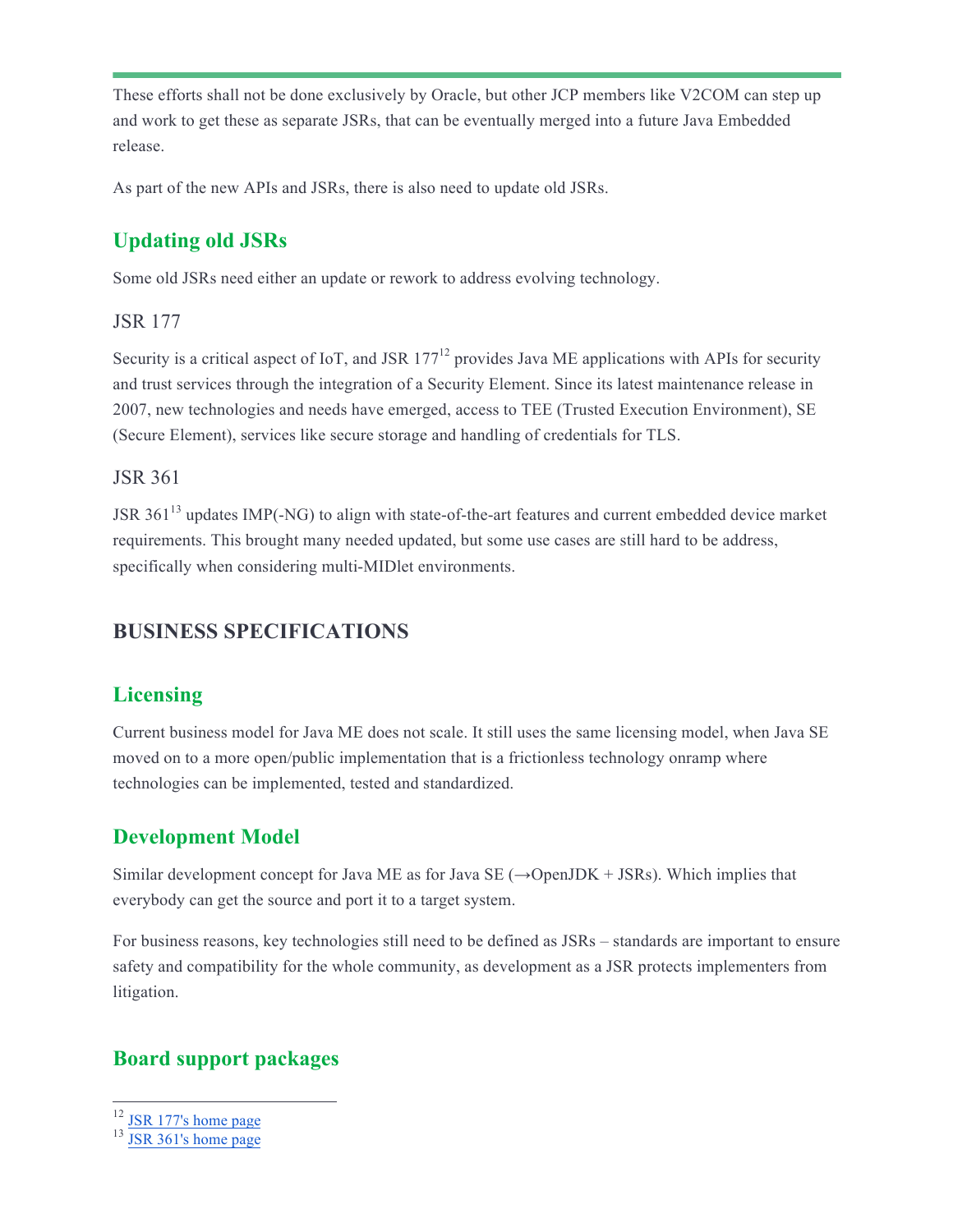These efforts shall not be done exclusively by Oracle, but other JCP members like V2COM can step up and work to get these as separate JSRs, that can be eventually merged into a future Java Embedded release.

As part of the new APIs and JSRs, there is also need to update old JSRs.

## Updating old JSRs

Some old JSRs need either an update or rework to address evolving technology.

### JSR 177

Security is a critical aspect of IoT, and JSR 177[12] provides Java ME applications with APIs for security and trust services through the integration of a Security Element. Since its latest maintenance release in 2007, new technologies and needs have emerged, access to TEE (Trusted Execution Environment), SE (Secure Element), services like secure storage and handling of credentials for TLS.

### JSR 361

JSR 361[13] updates IMP(-NG) to align with state-of-the-art features and current embedded device market requirements. This brought many needed updated, but some use cases are still hard to be address, specifically when considering multi-MIDlet environments.

# BUSINESS SPECIFICATIONS

## Licensing

Current business model for Java ME does not scale. It still uses the same licensing model, when Java SE moved on to a more open/public implementation that is a frictionless technology onramp where technologies can be implemented, tested and standardized.

## Development Model

Similar development concept for Java ME as for Java SE (→OpenJDK + JSRs). Which implies that everybody can get the source and port it to a target system.

For business reasons, key technologies still need to be defined as JSRs – standards are important to ensure safety and compatibility for the whole community, as development as a JSR protects implementers from litigation.

## Board support packages

---

[12] JSR 177's home page

[13] JSR 361's home page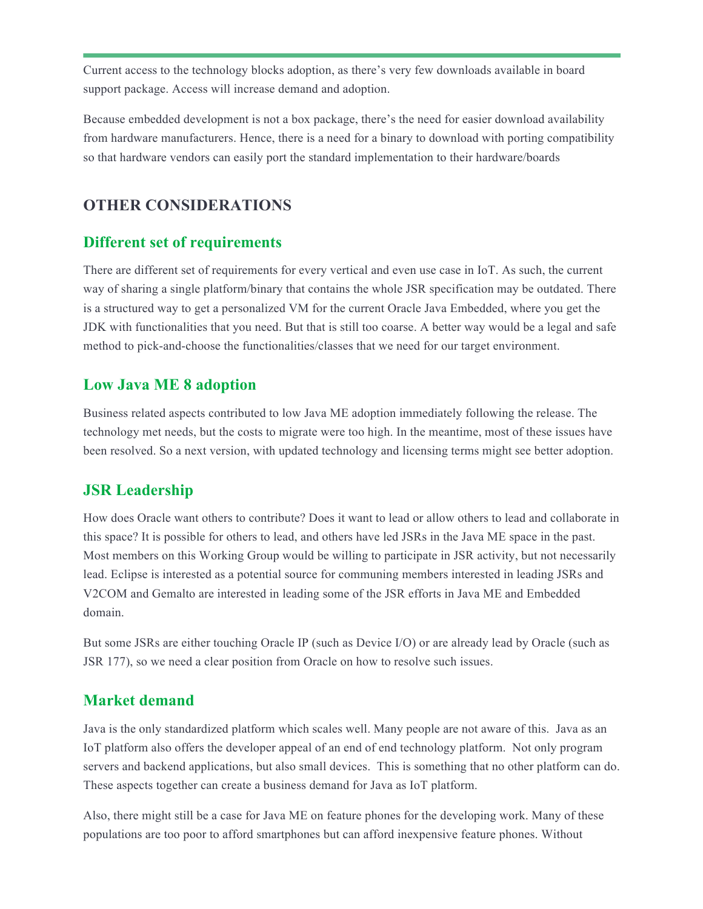Current access to the technology blocks adoption, as there's very few downloads available in board support package. Access will increase demand and adoption.

Because embedded development is not a box package, there's the need for easier download availability from hardware manufacturers. Hence, there is a need for a binary to download with porting compatibility so that hardware vendors can easily port the standard implementation to their hardware/boards

## OTHER CONSIDERATIONS

### Different set of requirements

There are different set of requirements for every vertical and even use case in IoT. As such, the current way of sharing a single platform/binary that contains the whole JSR specification may be outdated. There is a structured way to get a personalized VM for the current Oracle Java Embedded, where you get the JDK with functionalities that you need. But that is still too coarse. A better way would be a legal and safe method to pick-and-choose the functionalities/classes that we need for our target environment.

### Low Java ME 8 adoption

Business related aspects contributed to low Java ME adoption immediately following the release. The technology met needs, but the costs to migrate were too high. In the meantime, most of these issues have been resolved. So a next version, with updated technology and licensing terms might see better adoption.

### JSR Leadership

How does Oracle want others to contribute? Does it want to lead or allow others to lead and collaborate in this space? It is possible for others to lead, and others have led JSRs in the Java ME space in the past. Most members on this Working Group would be willing to participate in JSR activity, but not necessarily lead. Eclipse is interested as a potential source for communing members interested in leading JSRs and V2COM and Gemalto are interested in leading some of the JSR efforts in Java ME and Embedded domain.

But some JSRs are either touching Oracle IP (such as Device I/O) or are already lead by Oracle (such as JSR 177), so we need a clear position from Oracle on how to resolve such issues.

### Market demand

Java is the only standardized platform which scales well. Many people are not aware of this.  Java as an IoT platform also offers the developer appeal of an end of end technology platform.  Not only program servers and backend applications, but also small devices.  This is something that no other platform can do. These aspects together can create a business demand for Java as IoT platform.

Also, there might still be a case for Java ME on feature phones for the developing work. Many of these populations are too poor to afford smartphones but can afford inexpensive feature phones. Without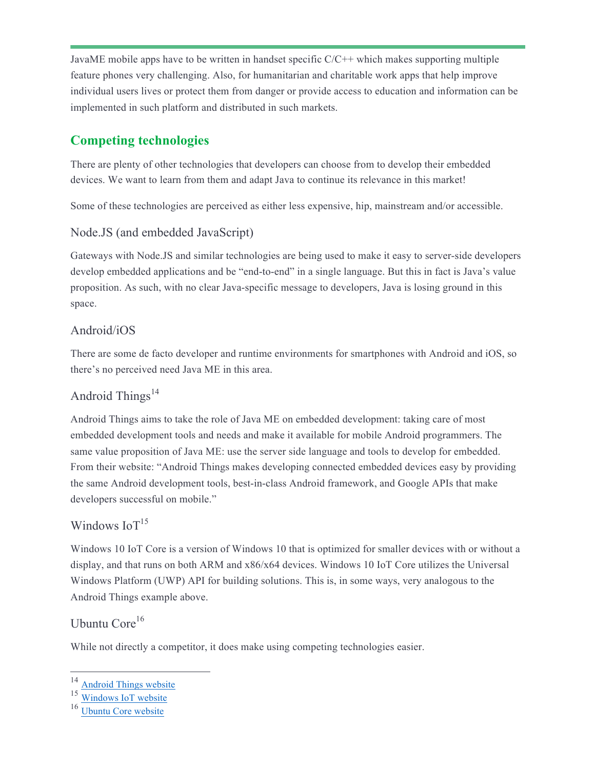JavaME mobile apps have to be written in handset specific C/C++ which makes supporting multiple feature phones very challenging. Also, for humanitarian and charitable work apps that help improve individual users lives or protect them from danger or provide access to education and information can be implemented in such platform and distributed in such markets.

## Competing technologies

There are plenty of other technologies that developers can choose from to develop their embedded devices. We want to learn from them and adapt Java to continue its relevance in this market!

Some of these technologies are perceived as either less expensive, hip, mainstream and/or accessible.

### Node.JS (and embedded JavaScript)

Gateways with Node.JS and similar technologies are being used to make it easy to server-side developers develop embedded applications and be "end-to-end" in a single language. But this in fact is Java's value proposition. As such, with no clear Java-specific message to developers, Java is losing ground in this space.

### Android/iOS

There are some de facto developer and runtime environments for smartphones with Android and iOS, so there's no perceived need Java ME in this area.

### Android Things[14]

Android Things aims to take the role of Java ME on embedded development: taking care of most embedded development tools and needs and make it available for mobile Android programmers. The same value proposition of Java ME: use the server side language and tools to develop for embedded. From their website: "Android Things makes developing connected embedded devices easy by providing the same Android development tools, best-in-class Android framework, and Google APIs that make developers successful on mobile."

### Windows IoT[15]

Windows 10 IoT Core is a version of Windows 10 that is optimized for smaller devices with or without a display, and that runs on both ARM and x86/x64 devices. Windows 10 IoT Core utilizes the Universal Windows Platform (UWP) API for building solutions. This is, in some ways, very analogous to the Android Things example above.

### Ubuntu Core[16]

While not directly a competitor, it does make using competing technologies easier.

---

[14] Android Things website

[15] Windows IoT website

[16] Ubuntu Core website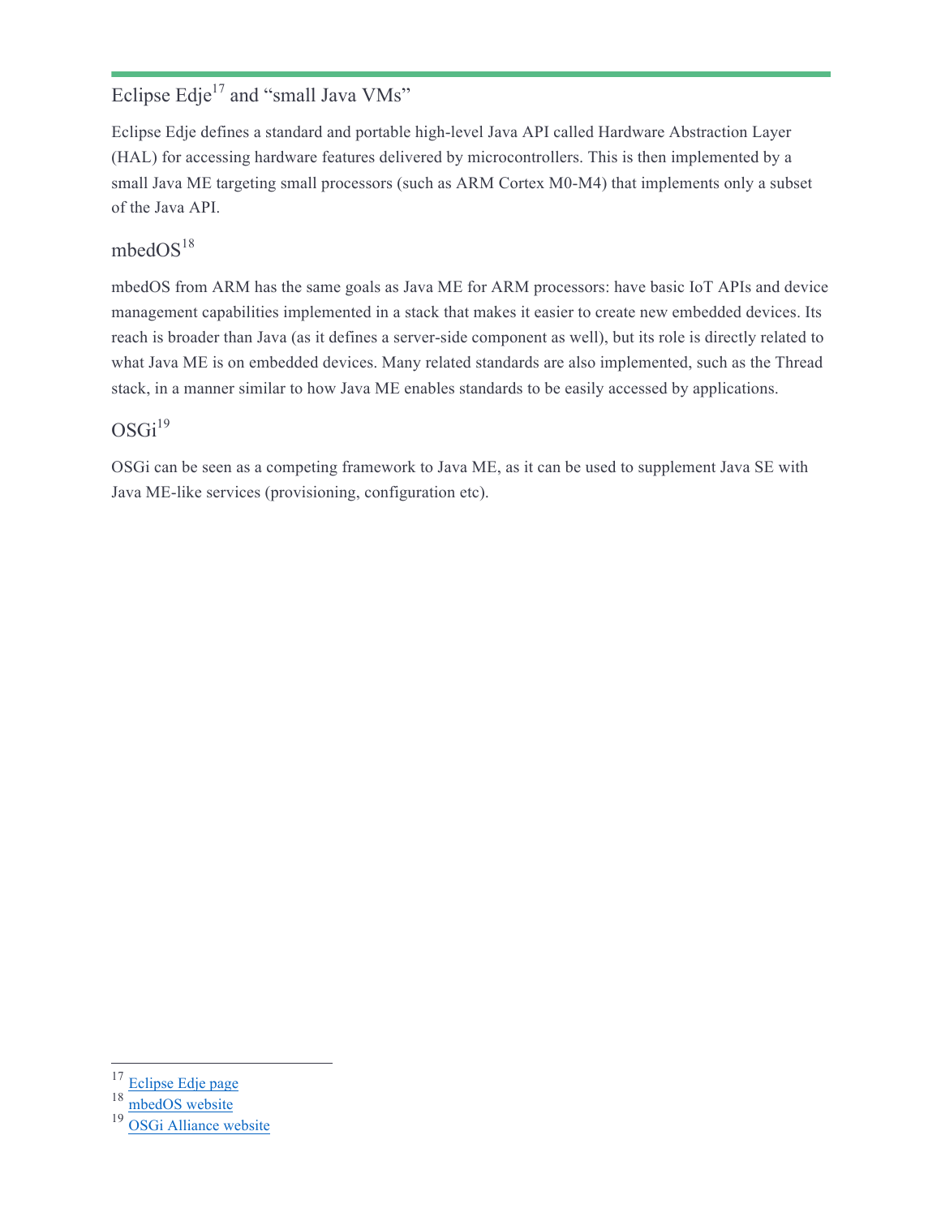## Eclipse Edje[17] and "small Java VMs"

Eclipse Edje defines a standard and portable high-level Java API called Hardware Abstraction Layer (HAL) for accessing hardware features delivered by microcontrollers. This is then implemented by a small Java ME targeting small processors (such as ARM Cortex M0-M4) that implements only a subset of the Java API.

## mbedOS[18]

mbedOS from ARM has the same goals as Java ME for ARM processors: have basic IoT APIs and device management capabilities implemented in a stack that makes it easier to create new embedded devices. Its reach is broader than Java (as it defines a server-side component as well), but its role is directly related to what Java ME is on embedded devices. Many related standards are also implemented, such as the Thread stack, in a manner similar to how Java ME enables standards to be easily accessed by applications.

## OSGi[19]

OSGi can be seen as a competing framework to Java ME, as it can be used to supplement Java SE with Java ME-like services (provisioning, configuration etc).

---

[17] Eclipse Edje page

[18] mbedOS website

[19] OSGi Alliance website